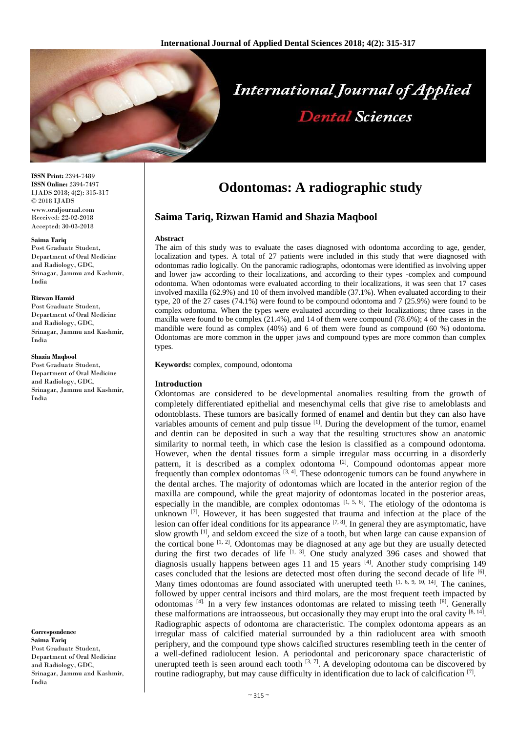# Odontomas: A radiographic study

## Saima Tariq, Rizwan Hamid and Shazia Maqbool

**ISSN Print:** 2394-7489
**ISSN Online:** 2394-7497
IJADS 2018; 4(2): 315-317
© 2018 IJADS
www.oraljournal.com
Received: 22-02-2018
Accepted: 30-03-2018

**Saima Tariq**
Post Graduate Student, Department of Oral Medicine and Radiology, GDC, Srinagar, Jammu and Kashmir, India

**Rizwan Hamid**
Post Graduate Student, Department of Oral Medicine and Radiology, GDC, Srinagar, Jammu and Kashmir, India

**Shazia Maqbool**
Post Graduate Student, Department of Oral Medicine and Radiology, GDC, Srinagar, Jammu and Kashmir, India

**Correspondence**
**Saima Tariq**
Post Graduate Student, Department of Oral Medicine and Radiology, GDC, Srinagar, Jammu and Kashmir, India

**Abstract**

The aim of this study was to evaluate the cases diagnosed with odontoma according to age, gender, localization and types. A total of 27 patients were included in this study that were diagnosed with odontomas radio logically. On the panoramic radiographs, odontomas were identified as involving upper and lower jaw according to their localizations, and according to their types -complex and compound odontoma. When odontomas were evaluated according to their localizations, it was seen that 17 cases involved maxilla (62.9%) and 10 of them involved mandible (37.1%). When evaluated according to their type, 20 of the 27 cases (74.1%) were found to be compound odontoma and 7 (25.9%) were found to be complex odontoma. When the types were evaluated according to their localizations; three cases in the maxilla were found to be complex (21.4%), and 14 of them were compound (78.6%); 4 of the cases in the mandible were found as complex (40%) and 6 of them were found as compound (60 %) odontoma. Odontomas are more common in the upper jaws and compound types are more common than complex types.

**Keywords:** complex, compound, odontoma

### Introduction

Odontomas are considered to be developmental anomalies resulting from the growth of completely differentiated epithelial and mesenchymal cells that give rise to ameloblasts and odontoblasts. These tumors are basically formed of enamel and dentin but they can also have variables amounts of cement and pulp tissue [1]. During the development of the tumor, enamel and dentin can be deposited in such a way that the resulting structures show an anatomic similarity to normal teeth, in which case the lesion is classified as a compound odontoma. However, when the dental tissues form a simple irregular mass occurring in a disorderly pattern, it is described as a complex odontoma [2]. Compound odontomas appear more frequently than complex odontomas [3, 4]. These odontogenic tumors can be found anywhere in the dental arches. The majority of odontomas which are located in the anterior region of the maxilla are compound, while the great majority of odontomas located in the posterior areas, especially in the mandible, are complex odontomas [1, 5, 6]. The etiology of the odontoma is unknown [7]. However, it has been suggested that trauma and infection at the place of the lesion can offer ideal conditions for its appearance [7, 8]. In general they are asymptomatic, have slow growth [1], and seldom exceed the size of a tooth, but when large can cause expansion of the cortical bone [1, 2]. Odontomas may be diagnosed at any age but they are usually detected during the first two decades of life [1, 3]. One study analyzed 396 cases and showed that diagnosis usually happens between ages 11 and 15 years [4]. Another study comprising 149 cases concluded that the lesions are detected most often during the second decade of life [6]. Many times odontomas are found associated with unerupted teeth [1, 6, 9, 10, 14]. The canines, followed by upper central incisors and third molars, are the most frequent teeth impacted by odontomas [4]. In a very few instances odontomas are related to missing teeth [8]. Generally these malformations are intraosseous, but occasionally they may erupt into the oral cavity [8, 14]. Radiographic aspects of odontoma are characteristic. The complex odontoma appears as an irregular mass of calcified material surrounded by a thin radiolucent area with smooth periphery, and the compound type shows calcified structures resembling teeth in the center of a well-defined radiolucent lesion. A periodontal and pericoronary space characteristic of unerupted teeth is seen around each tooth [3, 7]. A developing odontoma can be discovered by routine radiography, but may cause difficulty in identification due to lack of calcification [7].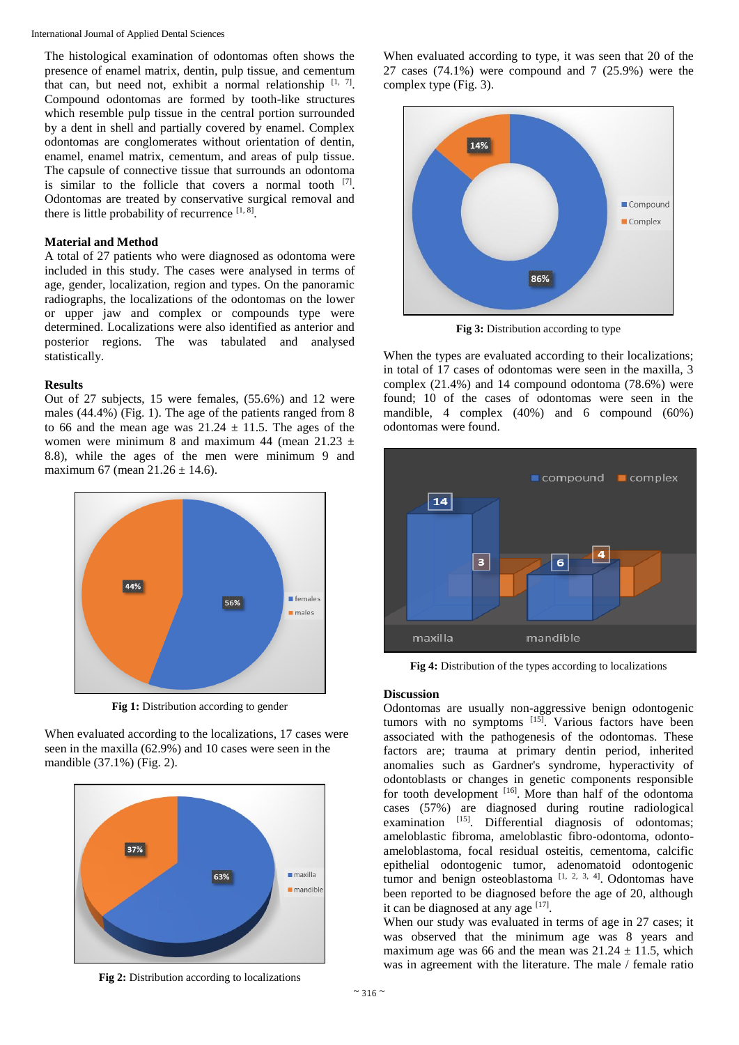The histological examination of odontomas often shows the presence of enamel matrix, dentin, pulp tissue, and cementum that can, but need not, exhibit a normal relationship [1, 7]. Compound odontomas are formed by tooth-like structures which resemble pulp tissue in the central portion surrounded by a dent in shell and partially covered by enamel. Complex odontomas are conglomerates without orientation of dentin, enamel, enamel matrix, cementum, and areas of pulp tissue. The capsule of connective tissue that surrounds an odontoma is similar to the follicle that covers a normal tooth [7]. Odontomas are treated by conservative surgical removal and there is little probability of recurrence [1, 8].

### Material and Method

A total of 27 patients who were diagnosed as odontoma were included in this study. The cases were analysed in terms of age, gender, localization, region and types. On the panoramic radiographs, the localizations of the odontomas on the lower or upper jaw and complex or compounds type were determined. Localizations were also identified as anterior and posterior regions. The was tabulated and analysed statistically.

### Results

Out of 27 subjects, 15 were females, (55.6%) and 12 were males (44.4%) (Fig. 1). The age of the patients ranged from 8 to 66 and the mean age was 21.24 ± 11.5. The ages of the women were minimum 8 and maximum 44 (mean 21.23 ± 8.8), while the ages of the men were minimum 9 and maximum 67 (mean 21.26 ± 14.6).

**Fig 1:** Distribution according to gender

When evaluated according to the localizations, 17 cases were seen in the maxilla (62.9%) and 10 cases were seen in the mandible (37.1%) (Fig. 2).

**Fig 2:** Distribution according to localizations

When evaluated according to type, it was seen that 20 of the 27 cases (74.1%) were compound and 7 (25.9%) were the complex type (Fig. 3).

**Fig 3:** Distribution according to type

When the types are evaluated according to their localizations; in total of 17 cases of odontomas were seen in the maxilla, 3 complex (21.4%) and 14 compound odontoma (78.6%) were found; 10 of the cases of odontomas were seen in the mandible, 4 complex (40%) and 6 compound (60%) odontomas were found.

**Fig 4:** Distribution of the types according to localizations

### Discussion

Odontomas are usually non-aggressive benign odontogenic tumors with no symptoms [15]. Various factors have been associated with the pathogenesis of the odontomas. These factors are; trauma at primary dentin period, inherited anomalies such as Gardner's syndrome, hyperactivity of odontoblasts or changes in genetic components responsible for tooth development [16]. More than half of the odontoma cases (57%) are diagnosed during routine radiological examination [15]. Differential diagnosis of odontomas; ameloblastic fibroma, ameloblastic fibro-odontoma, odonto-ameloblastoma, focal residual osteitis, cementoma, calcific epithelial odontogenic tumor, adenomatoid odontogenic tumor and benign osteoblastoma [1, 2, 3, 4]. Odontomas have been reported to be diagnosed before the age of 20, although it can be diagnosed at any age [17].

When our study was evaluated in terms of age in 27 cases; it was observed that the minimum age was 8 years and maximum age was 66 and the mean was 21.24 ± 11.5, which was in agreement with the literature. The male / female ratio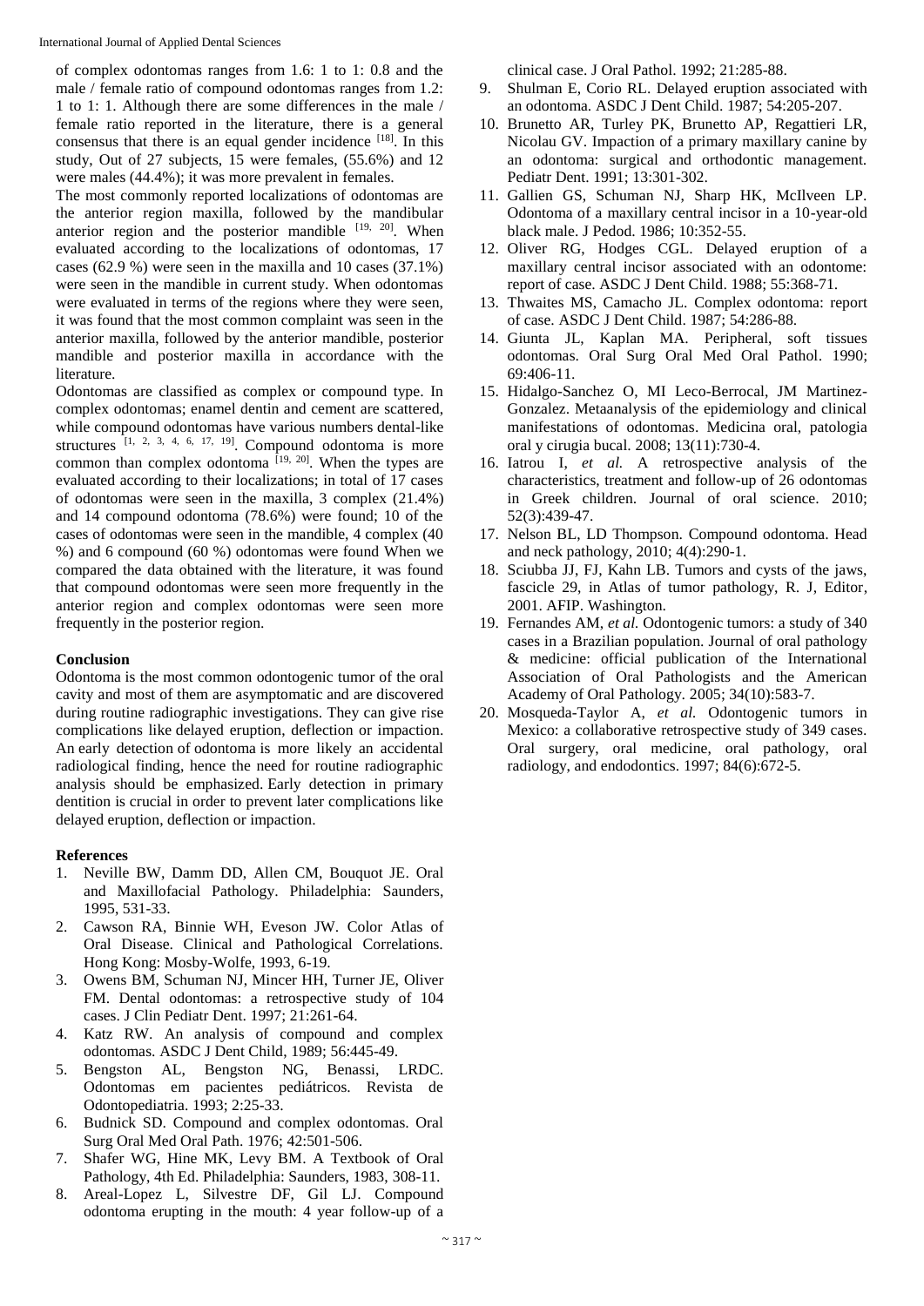of complex odontomas ranges from 1.6: 1 to 1: 0.8 and the male / female ratio of compound odontomas ranges from 1.2: 1 to 1: 1. Although there are some differences in the male / female ratio reported in the literature, there is a general consensus that there is an equal gender incidence [18]. In this study, Out of 27 subjects, 15 were females, (55.6%) and 12 were males (44.4%); it was more prevalent in females.

The most commonly reported localizations of odontomas are the anterior region maxilla, followed by the mandibular anterior region and the posterior mandible [19, 20]. When evaluated according to the localizations of odontomas, 17 cases (62.9 %) were seen in the maxilla and 10 cases (37.1%) were seen in the mandible in current study. When odontomas were evaluated in terms of the regions where they were seen, it was found that the most common complaint was seen in the anterior maxilla, followed by the anterior mandible, posterior mandible and posterior maxilla in accordance with the literature.

Odontomas are classified as complex or compound type. In complex odontomas; enamel dentin and cement are scattered, while compound odontomas have various numbers dental-like structures [1, 2, 3, 4, 6, 17, 19]. Compound odontoma is more common than complex odontoma [19, 20]. When the types are evaluated according to their localizations; in total of 17 cases of odontomas were seen in the maxilla, 3 complex (21.4%) and 14 compound odontoma (78.6%) were found; 10 of the cases of odontomas were seen in the mandible, 4 complex (40 %) and 6 compound (60 %) odontomas were found When we compared the data obtained with the literature, it was found that compound odontomas were seen more frequently in the anterior region and complex odontomas were seen more frequently in the posterior region.

## Conclusion

Odontoma is the most common odontogenic tumor of the oral cavity and most of them are asymptomatic and are discovered during routine radiographic investigations. They can give rise complications like delayed eruption, deflection or impaction. An early detection of odontoma is more likely an accidental radiological finding, hence the need for routine radiographic analysis should be emphasized. Early detection in primary dentition is crucial in order to prevent later complications like delayed eruption, deflection or impaction.

## References

1. Neville BW, Damm DD, Allen CM, Bouquot JE. Oral and Maxillofacial Pathology. Philadelphia: Saunders, 1995, 531-33.
2. Cawson RA, Binnie WH, Eveson JW. Color Atlas of Oral Disease. Clinical and Pathological Correlations. Hong Kong: Mosby-Wolfe, 1993, 6-19.
3. Owens BM, Schuman NJ, Mincer HH, Turner JE, Oliver FM. Dental odontomas: a retrospective study of 104 cases. J Clin Pediatr Dent. 1997; 21:261-64.
4. Katz RW. An analysis of compound and complex odontomas. ASDC J Dent Child, 1989; 56:445-49.
5. Bengston AL, Bengston NG, Benassi, LRDC. Odontomas em pacientes pediátricos. Revista de Odontopediatria. 1993; 2:25-33.
6. Budnick SD. Compound and complex odontomas. Oral Surg Oral Med Oral Path. 1976; 42:501-506.
7. Shafer WG, Hine MK, Levy BM. A Textbook of Oral Pathology, 4th Ed. Philadelphia: Saunders, 1983, 308-11.
8. Areal-Lopez L, Silvestre DF, Gil LJ. Compound odontoma erupting in the mouth: 4 year follow-up of a clinical case. J Oral Pathol. 1992; 21:285-88.
9. Shulman E, Corio RL. Delayed eruption associated with an odontoma. ASDC J Dent Child. 1987; 54:205-207.
10. Brunetto AR, Turley PK, Brunetto AP, Regattieri LR, Nicolau GV. Impaction of a primary maxillary canine by an odontoma: surgical and orthodontic management. Pediatr Dent. 1991; 13:301-302.
11. Gallien GS, Schuman NJ, Sharp HK, McIlveen LP. Odontoma of a maxillary central incisor in a 10-year-old black male. J Pedod. 1986; 10:352-55.
12. Oliver RG, Hodges CGL. Delayed eruption of a maxillary central incisor associated with an odontome: report of case. ASDC J Dent Child. 1988; 55:368-71.
13. Thwaites MS, Camacho JL. Complex odontoma: report of case. ASDC J Dent Child. 1987; 54:286-88.
14. Giunta JL, Kaplan MA. Peripheral, soft tissues odontomas. Oral Surg Oral Med Oral Pathol. 1990; 69:406-11.
15. Hidalgo-Sanchez O, MI Leco-Berrocal, JM Martinez-Gonzalez. Metaanalysis of the epidemiology and clinical manifestations of odontomas. Medicina oral, patologia oral y cirugia bucal. 2008; 13(11):730-4.
16. Iatrou I, *et al.* A retrospective analysis of the characteristics, treatment and follow-up of 26 odontomas in Greek children. Journal of oral science. 2010; 52(3):439-47.
17. Nelson BL, LD Thompson. Compound odontoma. Head and neck pathology, 2010; 4(4):290-1.
18. Sciubba JJ, FJ, Kahn LB. Tumors and cysts of the jaws, fascicle 29, in Atlas of tumor pathology, R. J, Editor, 2001. AFIP. Washington.
19. Fernandes AM, *et al.* Odontogenic tumors: a study of 340 cases in a Brazilian population. Journal of oral pathology & medicine: official publication of the International Association of Oral Pathologists and the American Academy of Oral Pathology. 2005; 34(10):583-7.
20. Mosqueda-Taylor A, *et al.* Odontogenic tumors in Mexico: a collaborative retrospective study of 349 cases. Oral surgery, oral medicine, oral pathology, oral radiology, and endodontics. 1997; 84(6):672-5.